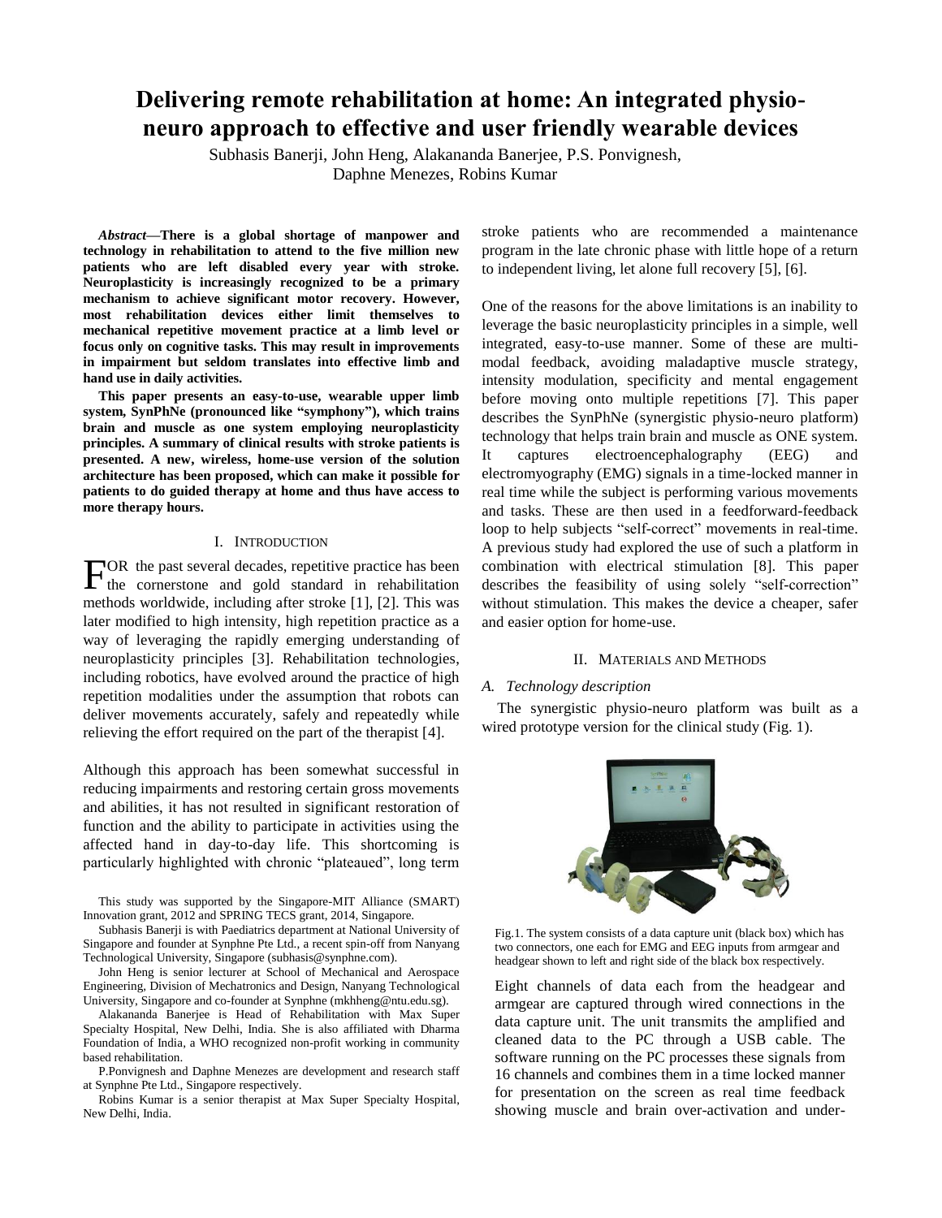# Delivering remote rehabilitation at home: An integrated physio-neuro approach to effective and user friendly wearable devices

Subhasis Banerji, John Heng, Alakananda Banerjee, P.S. Ponvignesh, Daphne Menezes, Robins Kumar

***Abstract*—There is a global shortage of manpower and technology in rehabilitation to attend to the five million new patients who are left disabled every year with stroke. Neuroplasticity is increasingly recognized to be a primary mechanism to achieve significant motor recovery. However, most rehabilitation devices either limit themselves to mechanical repetitive movement practice at a limb level or focus only on cognitive tasks. This may result in improvements in impairment but seldom translates into effective limb and hand use in daily activities.**

**This paper presents an easy-to-use, wearable upper limb system, SynPhNe (pronounced like "symphony"), which trains brain and muscle as one system employing neuroplasticity principles. A summary of clinical results with stroke patients is presented. A new, wireless, home-use version of the solution architecture has been proposed, which can make it possible for patients to do guided therapy at home and thus have access to more therapy hours.**

## I. Introduction

FOR the past several decades, repetitive practice has been the cornerstone and gold standard in rehabilitation methods worldwide, including after stroke [1], [2]. This was later modified to high intensity, high repetition practice as a way of leveraging the rapidly emerging understanding of neuroplasticity principles [3]. Rehabilitation technologies, including robotics, have evolved around the practice of high repetition modalities under the assumption that robots can deliver movements accurately, safely and repeatedly while relieving the effort required on the part of the therapist [4].

Although this approach has been somewhat successful in reducing impairments and restoring certain gross movements and abilities, it has not resulted in significant restoration of function and the ability to participate in activities using the affected hand in day-to-day life. This shortcoming is particularly highlighted with chronic "plateaued", long term stroke patients who are recommended a maintenance program in the late chronic phase with little hope of a return to independent living, let alone full recovery [5], [6].

One of the reasons for the above limitations is an inability to leverage the basic neuroplasticity principles in a simple, well integrated, easy-to-use manner. Some of these are multi-modal feedback, avoiding maladaptive muscle strategy, intensity modulation, specificity and mental engagement before moving onto multiple repetitions [7]. This paper describes the SynPhNe (synergistic physio-neuro platform) technology that helps train brain and muscle as ONE system. It captures electroencephalography (EEG) and electromyography (EMG) signals in a time-locked manner in real time while the subject is performing various movements and tasks. These are then used in a feedforward-feedback loop to help subjects "self-correct" movements in real-time. A previous study had explored the use of such a platform in combination with electrical stimulation [8]. This paper describes the feasibility of using solely "self-correction" without stimulation. This makes the device a cheaper, safer and easier option for home-use.

This study was supported by the Singapore-MIT Alliance (SMART) Innovation grant, 2012 and SPRING TECS grant, 2014, Singapore.

Subhasis Banerji is with Paediatrics department at National University of Singapore and founder at Synphne Pte Ltd., a recent spin-off from Nanyang Technological University, Singapore (subhasis@synphne.com).

John Heng is senior lecturer at School of Mechanical and Aerospace Engineering, Division of Mechatronics and Design, Nanyang Technological University, Singapore and co-founder at Synphne (mkhheng@ntu.edu.sg).

Alakananda Banerjee is Head of Rehabilitation with Max Super Specialty Hospital, New Delhi, India. She is also affiliated with Dharma Foundation of India, a WHO recognized non-profit working in community based rehabilitation.

P.Ponvignesh and Daphne Menezes are development and research staff at Synphne Pte Ltd., Singapore respectively.

Robins Kumar is a senior therapist at Max Super Specialty Hospital, New Delhi, India.

## II. Materials and Methods

### A. Technology description

The synergistic physio-neuro platform was built as a wired prototype version for the clinical study (Fig. 1).

Fig.1. The system consists of a data capture unit (black box) which has two connectors, one each for EMG and EEG inputs from armgear and headgear shown to left and right side of the black box respectively.

Eight channels of data each from the headgear and armgear are captured through wired connections in the data capture unit. The unit transmits the amplified and cleaned data to the PC through a USB cable. The software running on the PC processes these signals from 16 channels and combines them in a time locked manner for presentation on the screen as real time feedback showing muscle and brain over-activation and under-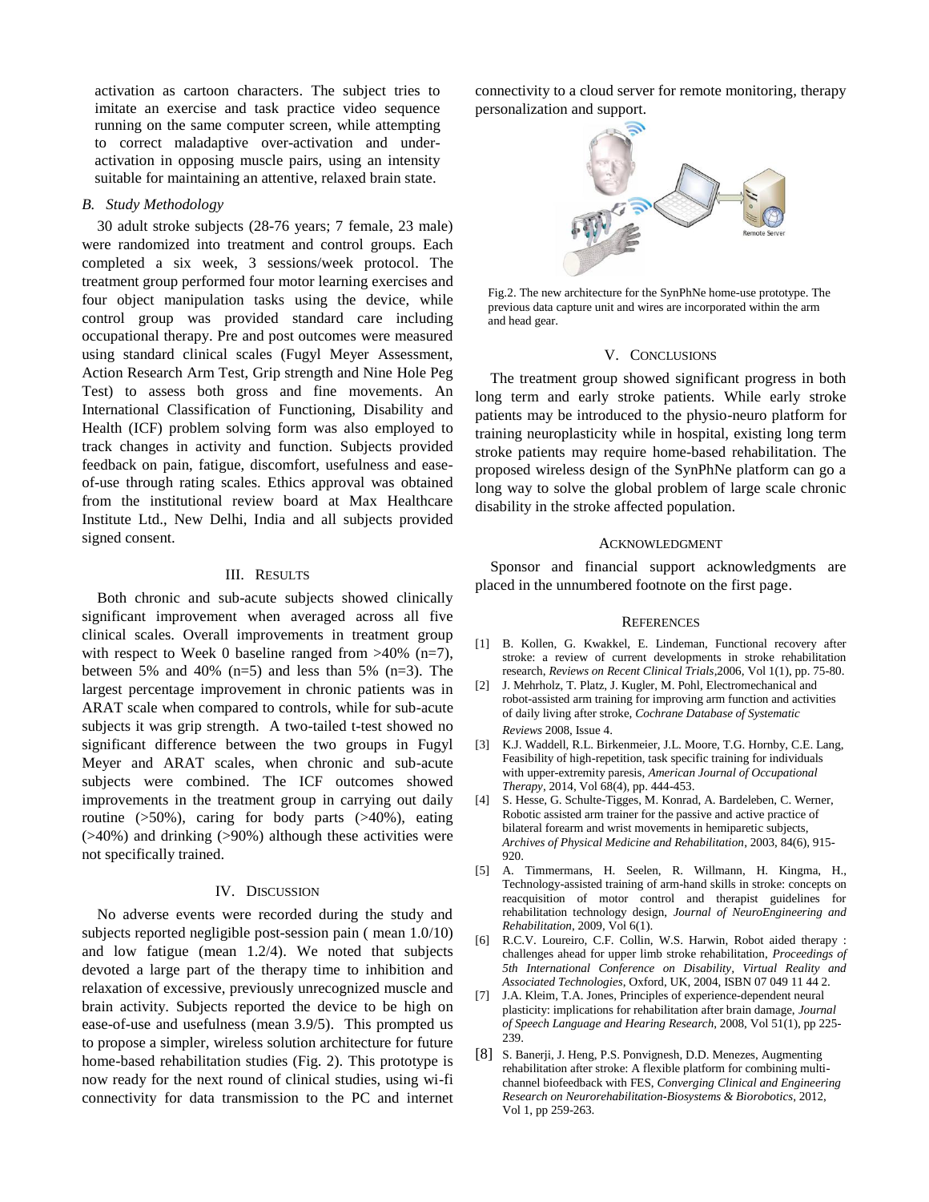activation as cartoon characters. The subject tries to imitate an exercise and task practice video sequence running on the same computer screen, while attempting to correct maladaptive over-activation and under-activation in opposing muscle pairs, using an intensity suitable for maintaining an attentive, relaxed brain state.

### *B. Study Methodology*

30 adult stroke subjects (28-76 years; 7 female, 23 male) were randomized into treatment and control groups. Each completed a six week, 3 sessions/week protocol. The treatment group performed four motor learning exercises and four object manipulation tasks using the device, while control group was provided standard care including occupational therapy. Pre and post outcomes were measured using standard clinical scales (Fugyl Meyer Assessment, Action Research Arm Test, Grip strength and Nine Hole Peg Test) to assess both gross and fine movements. An International Classification of Functioning, Disability and Health (ICF) problem solving form was also employed to track changes in activity and function. Subjects provided feedback on pain, fatigue, discomfort, usefulness and ease-of-use through rating scales. Ethics approval was obtained from the institutional review board at Max Healthcare Institute Ltd., New Delhi, India and all subjects provided signed consent.

## III. Results

Both chronic and sub-acute subjects showed clinically significant improvement when averaged across all five clinical scales. Overall improvements in treatment group with respect to Week 0 baseline ranged from >40% (n=7), between 5% and 40% (n=5) and less than 5% (n=3). The largest percentage improvement in chronic patients was in ARAT scale when compared to controls, while for sub-acute subjects it was grip strength. A two-tailed t-test showed no significant difference between the two groups in Fugyl Meyer and ARAT scales, when chronic and sub-acute subjects were combined. The ICF outcomes showed improvements in the treatment group in carrying out daily routine (>50%), caring for body parts (>40%), eating (>40%) and drinking (>90%) although these activities were not specifically trained.

## IV. Discussion

No adverse events were recorded during the study and subjects reported negligible post-session pain ( mean 1.0/10) and low fatigue (mean 1.2/4). We noted that subjects devoted a large part of the therapy time to inhibition and relaxation of excessive, previously unrecognized muscle and brain activity. Subjects reported the device to be high on ease-of-use and usefulness (mean 3.9/5). This prompted us to propose a simpler, wireless solution architecture for future home-based rehabilitation studies (Fig. 2). This prototype is now ready for the next round of clinical studies, using wi-fi connectivity for data transmission to the PC and internet connectivity to a cloud server for remote monitoring, therapy personalization and support.

Remote Server

Fig.2. The new architecture for the SynPhNe home-use prototype. The previous data capture unit and wires are incorporated within the arm and head gear.

## V. Conclusions

The treatment group showed significant progress in both long term and early stroke patients. While early stroke patients may be introduced to the physio-neuro platform for training neuroplasticity while in hospital, existing long term stroke patients may require home-based rehabilitation. The proposed wireless design of the SynPhNe platform can go a long way to solve the global problem of large scale chronic disability in the stroke affected population.

## Acknowledgment

Sponsor and financial support acknowledgments are placed in the unnumbered footnote on the first page.

## References

[1] B. Kollen, G. Kwakkel, E. Lindeman, Functional recovery after stroke: a review of current developments in stroke rehabilitation research, *Reviews on Recent Clinical Trials*,2006, Vol 1(1), pp. 75-80.

[2] J. Mehrholz, T. Platz, J. Kugler, M. Pohl, Electromechanical and robot-assisted arm training for improving arm function and activities of daily living after stroke, *Cochrane Database of Systematic Reviews* 2008, Issue 4.

[3] K.J. Waddell, R.L. Birkenmeier, J.L. Moore, T.G. Hornby, C.E. Lang, Feasibility of high-repetition, task specific training for individuals with upper-extremity paresis, *American Journal of Occupational Therapy*, 2014, Vol 68(4), pp. 444-453.

[4] S. Hesse, G. Schulte-Tigges, M. Konrad, A. Bardeleben, C. Werner, Robotic assisted arm trainer for the passive and active practice of bilateral forearm and wrist movements in hemiparetic subjects, *Archives of Physical Medicine and Rehabilitation*, 2003, 84(6), 915-920.

[5] A. Timmermans, H. Seelen, R. Willmann, H. Kingma, H., Technology-assisted training of arm-hand skills in stroke: concepts on reacquisition of motor control and therapist guidelines for rehabilitation technology design, *Journal of NeuroEngineering and Rehabilitation*, 2009, Vol 6(1).

[6] R.C.V. Loureiro, C.F. Collin, W.S. Harwin, Robot aided therapy : challenges ahead for upper limb stroke rehabilitation, *Proceedings of 5th International Conference on Disability, Virtual Reality and Associated Technologies*, Oxford, UK, 2004, ISBN 07 049 11 44 2.

[7] J.A. Kleim, T.A. Jones, Principles of experience-dependent neural plasticity: implications for rehabilitation after brain damage, *Journal of Speech Language and Hearing Research*, 2008, Vol 51(1), pp 225-239.

[8] S. Banerji, J. Heng, P.S. Ponvignesh, D.D. Menezes, Augmenting rehabilitation after stroke: A flexible platform for combining multi-channel biofeedback with FES, *Converging Clinical and Engineering Research on Neurorehabilitation-Biosystems & Biorobotics*, 2012, Vol 1, pp 259-263.